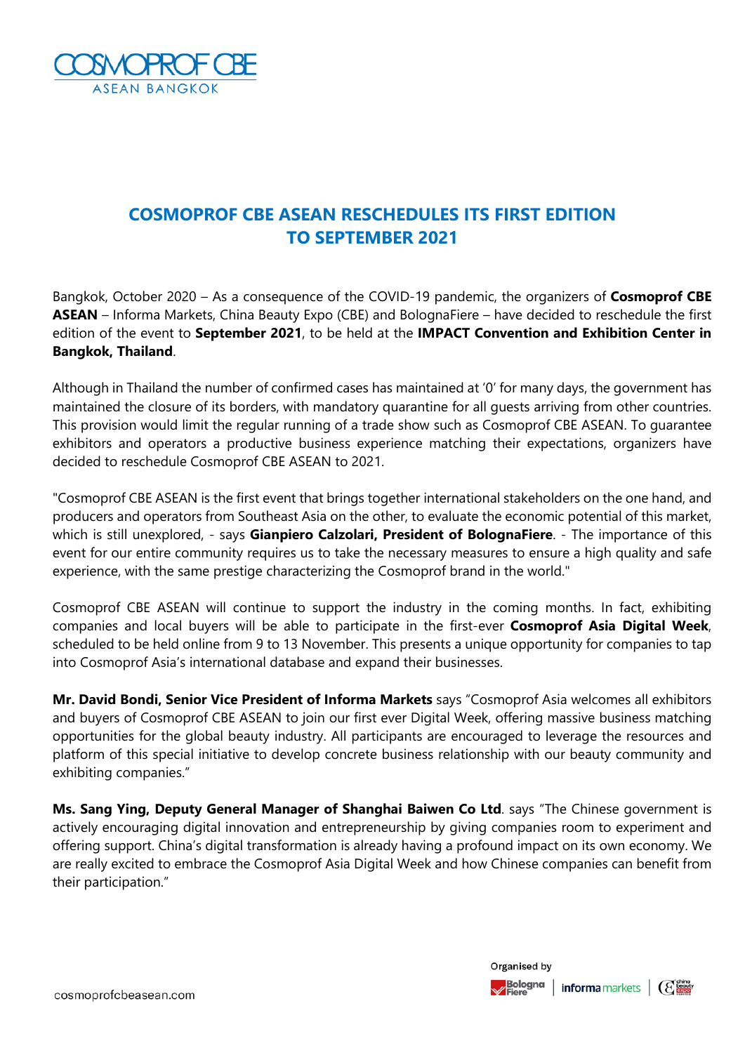# COSMOPROF CBE ASEAN RESCHEDULES ITS FIRST EDITION TO SEPTEMBER 2021

Bangkok, October 2020 – As a consequence of the COVID-19 pandemic, the organizers of **Cosmoprof CBE ASEAN** – Informa Markets, China Beauty Expo (CBE) and BolognaFiere – have decided to reschedule the first edition of the event to **September 2021**, to be held at the **IMPACT Convention and Exhibition Center in Bangkok, Thailand**.

Although in Thailand the number of confirmed cases has maintained at '0' for many days, the government has maintained the closure of its borders, with mandatory quarantine for all guests arriving from other countries. This provision would limit the regular running of a trade show such as Cosmoprof CBE ASEAN. To guarantee exhibitors and operators a productive business experience matching their expectations, organizers have decided to reschedule Cosmoprof CBE ASEAN to 2021.

"Cosmoprof CBE ASEAN is the first event that brings together international stakeholders on the one hand, and producers and operators from Southeast Asia on the other, to evaluate the economic potential of this market, which is still unexplored, - says **Gianpiero Calzolari, President of BolognaFiere**. - The importance of this event for our entire community requires us to take the necessary measures to ensure a high quality and safe experience, with the same prestige characterizing the Cosmoprof brand in the world."

Cosmoprof CBE ASEAN will continue to support the industry in the coming months. In fact, exhibiting companies and local buyers will be able to participate in the first-ever **Cosmoprof Asia Digital Week**, scheduled to be held online from 9 to 13 November. This presents a unique opportunity for companies to tap into Cosmoprof Asia's international database and expand their businesses.

**Mr. David Bondi, Senior Vice President of Informa Markets** says "Cosmoprof Asia welcomes all exhibitors and buyers of Cosmoprof CBE ASEAN to join our first ever Digital Week, offering massive business matching opportunities for the global beauty industry. All participants are encouraged to leverage the resources and platform of this special initiative to develop concrete business relationship with our beauty community and exhibiting companies."

**Ms. Sang Ying, Deputy General Manager of Shanghai Baiwen Co Ltd**. says "The Chinese government is actively encouraging digital innovation and entrepreneurship by giving companies room to experiment and offering support. China's digital transformation is already having a profound impact on its own economy. We are really excited to embrace the Cosmoprof Asia Digital Week and how Chinese companies can benefit from their participation."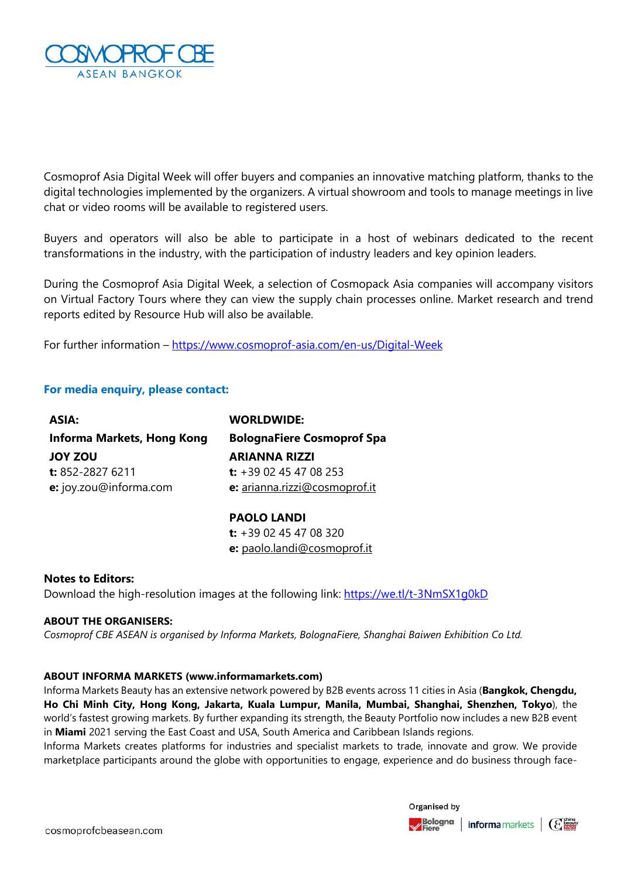Cosmoprof Asia Digital Week will offer buyers and companies an innovative matching platform, thanks to the digital technologies implemented by the organizers. A virtual showroom and tools to manage meetings in live chat or video rooms will be available to registered users.

Buyers and operators will also be able to participate in a host of webinars dedicated to the recent transformations in the industry, with the participation of industry leaders and key opinion leaders.

During the Cosmoprof Asia Digital Week, a selection of Cosmopack Asia companies will accompany visitors on Virtual Factory Tours where they can view the supply chain processes online. Market research and trend reports edited by Resource Hub will also be available.

For further information – https://www.cosmoprof-asia.com/en-us/Digital-Week

**For media enquiry, please contact:**

**ASIA:**
**Informa Markets, Hong Kong**
**JOY ZOU**
**t:** 852-2827 6211
**e:** joy.zou@informa.com

**WORLDWIDE:**
**BolognaFiere Cosmoprof Spa**
**ARIANNA RIZZI**
**t:** +39 02 45 47 08 253
**e:** arianna.rizzi@cosmoprof.it

**PAOLO LANDI**
**t:** +39 02 45 47 08 320
**e:** paolo.landi@cosmoprof.it

**Notes to Editors:**
Download the high-resolution images at the following link: https://we.tl/t-3NmSX1g0kD

**ABOUT THE ORGANISERS:**
*Cosmoprof CBE ASEAN is organised by Informa Markets, BolognaFiere, Shanghai Baiwen Exhibition Co Ltd.*

**ABOUT INFORMA MARKETS (www.informamarkets.com)**
Informa Markets Beauty has an extensive network powered by B2B events across 11 cities in Asia (**Bangkok, Chengdu, Ho Chi Minh City, Hong Kong, Jakarta, Kuala Lumpur, Manila, Mumbai, Shanghai, Shenzhen, Tokyo**), the world's fastest growing markets. By further expanding its strength, the Beauty Portfolio now includes a new B2B event in **Miami** 2021 serving the East Coast and USA, South America and Caribbean Islands regions.
Informa Markets creates platforms for industries and specialist markets to trade, innovate and grow. We provide marketplace participants around the globe with opportunities to engage, experience and do business through face-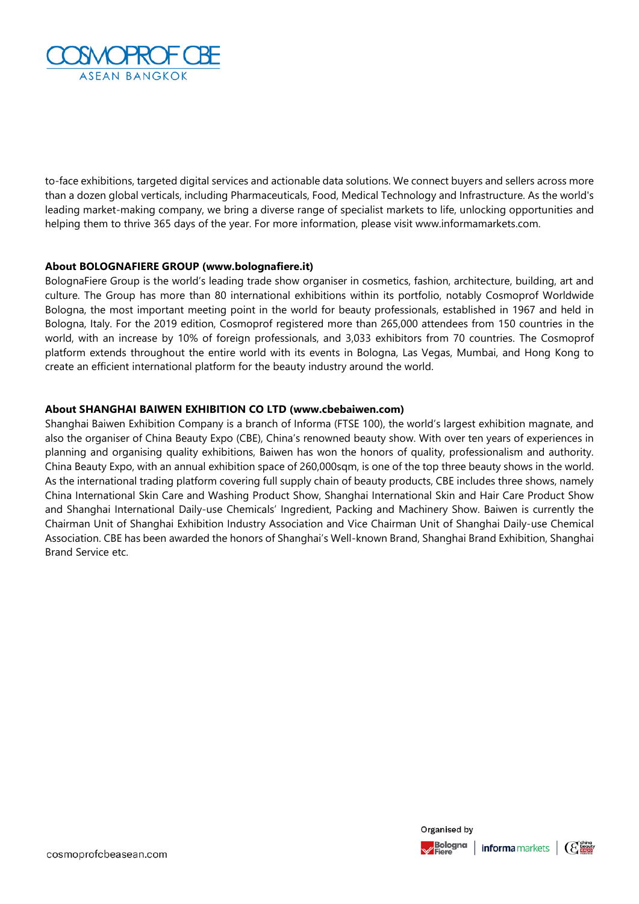to-face exhibitions, targeted digital services and actionable data solutions. We connect buyers and sellers across more than a dozen global verticals, including Pharmaceuticals, Food, Medical Technology and Infrastructure. As the world's leading market-making company, we bring a diverse range of specialist markets to life, unlocking opportunities and helping them to thrive 365 days of the year. For more information, please visit www.informamarkets.com.

**About BOLOGNAFIERE GROUP (www.bolognafiere.it)**

BolognaFiere Group is the world's leading trade show organiser in cosmetics, fashion, architecture, building, art and culture. The Group has more than 80 international exhibitions within its portfolio, notably Cosmoprof Worldwide Bologna, the most important meeting point in the world for beauty professionals, established in 1967 and held in Bologna, Italy. For the 2019 edition, Cosmoprof registered more than 265,000 attendees from 150 countries in the world, with an increase by 10% of foreign professionals, and 3,033 exhibitors from 70 countries. The Cosmoprof platform extends throughout the entire world with its events in Bologna, Las Vegas, Mumbai, and Hong Kong to create an efficient international platform for the beauty industry around the world.

**About SHANGHAI BAIWEN EXHIBITION CO LTD (www.cbebaiwen.com)**

Shanghai Baiwen Exhibition Company is a branch of Informa (FTSE 100), the world's largest exhibition magnate, and also the organiser of China Beauty Expo (CBE), China's renowned beauty show. With over ten years of experiences in planning and organising quality exhibitions, Baiwen has won the honors of quality, professionalism and authority. China Beauty Expo, with an annual exhibition space of 260,000sqm, is one of the top three beauty shows in the world. As the international trading platform covering full supply chain of beauty products, CBE includes three shows, namely China International Skin Care and Washing Product Show, Shanghai International Skin and Hair Care Product Show and Shanghai International Daily-use Chemicals' Ingredient, Packing and Machinery Show. Baiwen is currently the Chairman Unit of Shanghai Exhibition Industry Association and Vice Chairman Unit of Shanghai Daily-use Chemical Association. CBE has been awarded the honors of Shanghai's Well-known Brand, Shanghai Brand Exhibition, Shanghai Brand Service etc.